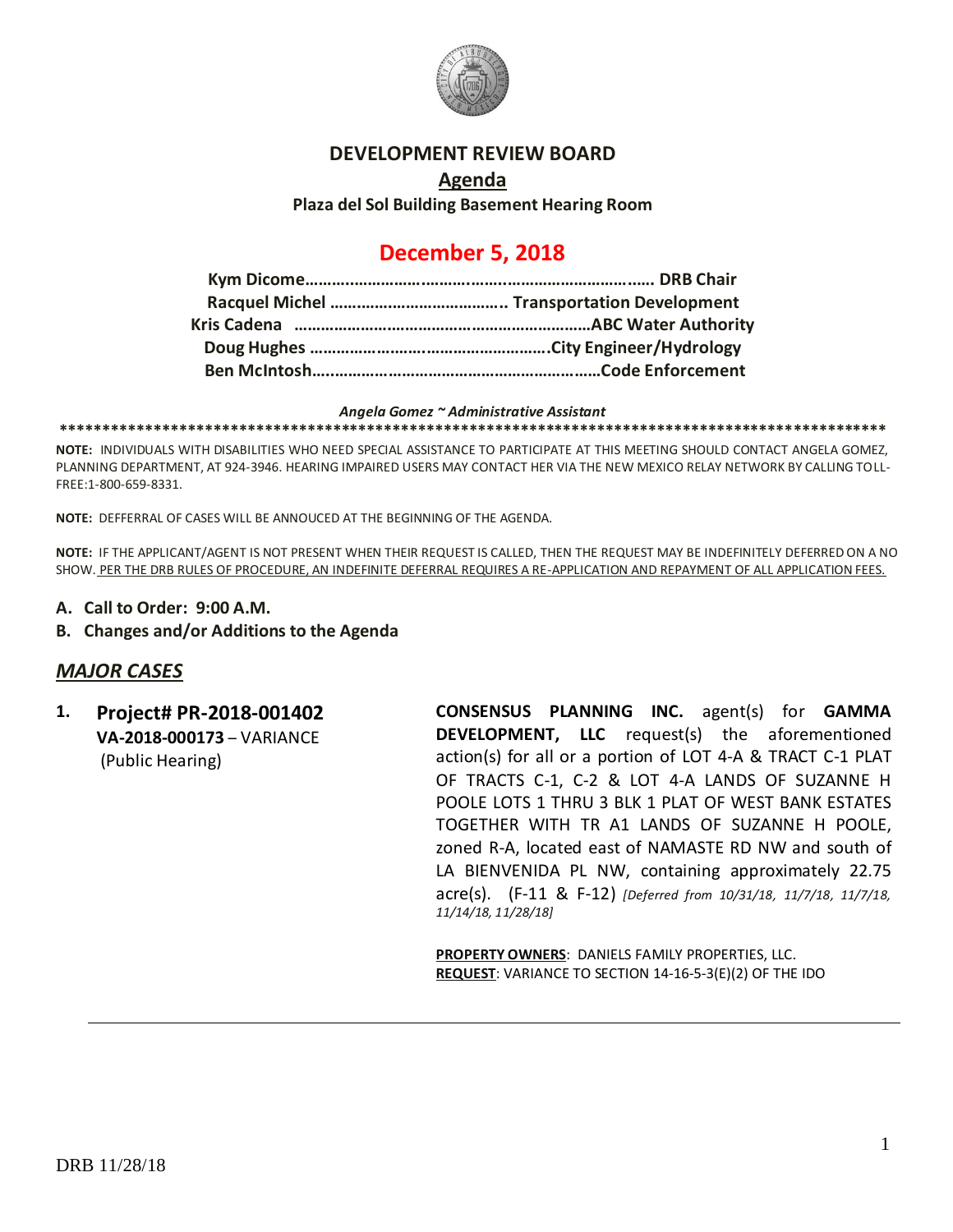# DEVELOPMENT REVIEW BOARD

## Agenda

**Plaza del Sol Building Basement Hearing Room**

## December 5, 2018

**Kym Dicome……………………………………………………………… DRB Chair**
**Racquel Michel ………………………………….. Transportation Development**
**Kris Cadena ……………………………………………………………ABC Water Authority**
**Doug Hughes ……………………………………………….City Engineer/Hydrology**
**Ben McIntosh……………………………………………………………Code Enforcement**

***Angela Gomez ~ Administrative Assistant***

*************************************************************************************************

**NOTE:** INDIVIDUALS WITH DISABILITIES WHO NEED SPECIAL ASSISTANCE TO PARTICIPATE AT THIS MEETING SHOULD CONTACT ANGELA GOMEZ, PLANNING DEPARTMENT, AT 924-3946. HEARING IMPAIRED USERS MAY CONTACT HER VIA THE NEW MEXICO RELAY NETWORK BY CALLING TOLL-FREE:1-800-659-8331.

**NOTE:** DEFFERRAL OF CASES WILL BE ANNOUCED AT THE BEGINNING OF THE AGENDA.

**NOTE:** IF THE APPLICANT/AGENT IS NOT PRESENT WHEN THEIR REQUEST IS CALLED, THEN THE REQUEST MAY BE INDEFINITELY DEFERRED ON A NO SHOW. PER THE DRB RULES OF PROCEDURE, AN INDEFINITE DEFERRAL REQUIRES A RE-APPLICATION AND REPAYMENT OF ALL APPLICATION FEES.

**A. Call to Order: 9:00 A.M.**

**B. Changes and/or Additions to the Agenda**

## *MAJOR CASES*

**1. Project# PR-2018-001402**
**VA-2018-000173** – VARIANCE
(Public Hearing)

**CONSENSUS PLANNING INC.** agent(s) for **GAMMA DEVELOPMENT, LLC** request(s) the aforementioned action(s) for all or a portion of LOT 4-A & TRACT C-1 PLAT OF TRACTS C-1, C-2 & LOT 4-A LANDS OF SUZANNE H POOLE LOTS 1 THRU 3 BLK 1 PLAT OF WEST BANK ESTATES TOGETHER WITH TR A1 LANDS OF SUZANNE H POOLE, zoned R-A, located east of NAMASTE RD NW and south of LA BIENVENIDA PL NW, containing approximately 22.75 acre(s). (F-11 & F-12) *[Deferred from 10/31/18, 11/7/18, 11/7/18, 11/14/18, 11/28/18]*

**PROPERTY OWNERS**: DANIELS FAMILY PROPERTIES, LLC.
**REQUEST**: VARIANCE TO SECTION 14-16-5-3(E)(2) OF THE IDO

DRB 11/28/18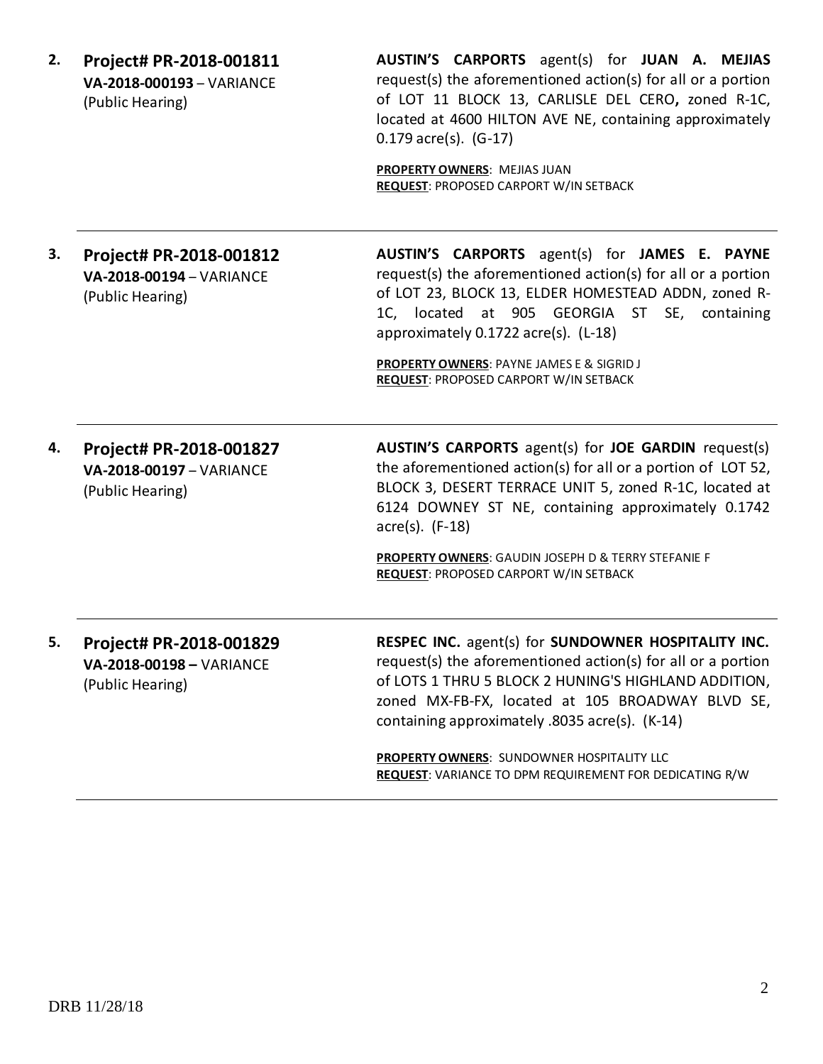2. **Project# PR-2018-001811**
**VA-2018-000193** – VARIANCE
(Public Hearing)

**AUSTIN'S CARPORTS** agent(s) for **JUAN A. MEJIAS** request(s) the aforementioned action(s) for all or a portion of LOT 11 BLOCK 13, CARLISLE DEL CERO**,** zoned R-1C, located at 4600 HILTON AVE NE, containing approximately 0.179 acre(s). (G-17)

**PROPERTY OWNERS**: MEJIAS JUAN
**REQUEST**: PROPOSED CARPORT W/IN SETBACK

---

3. **Project# PR-2018-001812**
**VA-2018-00194** – VARIANCE
(Public Hearing)

**AUSTIN'S CARPORTS** agent(s) for **JAMES E. PAYNE** request(s) the aforementioned action(s) for all or a portion of LOT 23, BLOCK 13, ELDER HOMESTEAD ADDN, zoned R-1C, located at 905 GEORGIA ST SE, containing approximately 0.1722 acre(s). (L-18)

**PROPERTY OWNERS**: PAYNE JAMES E & SIGRID J
**REQUEST**: PROPOSED CARPORT W/IN SETBACK

---

4. **Project# PR-2018-001827**
**VA-2018-00197** – VARIANCE
(Public Hearing)

**AUSTIN'S CARPORTS** agent(s) for **JOE GARDIN** request(s) the aforementioned action(s) for all or a portion of LOT 52, BLOCK 3, DESERT TERRACE UNIT 5, zoned R-1C, located at 6124 DOWNEY ST NE, containing approximately 0.1742 acre(s). (F-18)

**PROPERTY OWNERS**: GAUDIN JOSEPH D & TERRY STEFANIE F
**REQUEST**: PROPOSED CARPORT W/IN SETBACK

---

5. **Project# PR-2018-001829**
**VA-2018-00198 –** VARIANCE
(Public Hearing)

**RESPEC INC.** agent(s) for **SUNDOWNER HOSPITALITY INC.** request(s) the aforementioned action(s) for all or a portion of LOTS 1 THRU 5 BLOCK 2 HUNING'S HIGHLAND ADDITION, zoned MX-FB-FX, located at 105 BROADWAY BLVD SE, containing approximately .8035 acre(s). (K-14)

**PROPERTY OWNERS**: SUNDOWNER HOSPITALITY LLC
**REQUEST**: VARIANCE TO DPM REQUIREMENT FOR DEDICATING R/W

---

DRB 11/28/18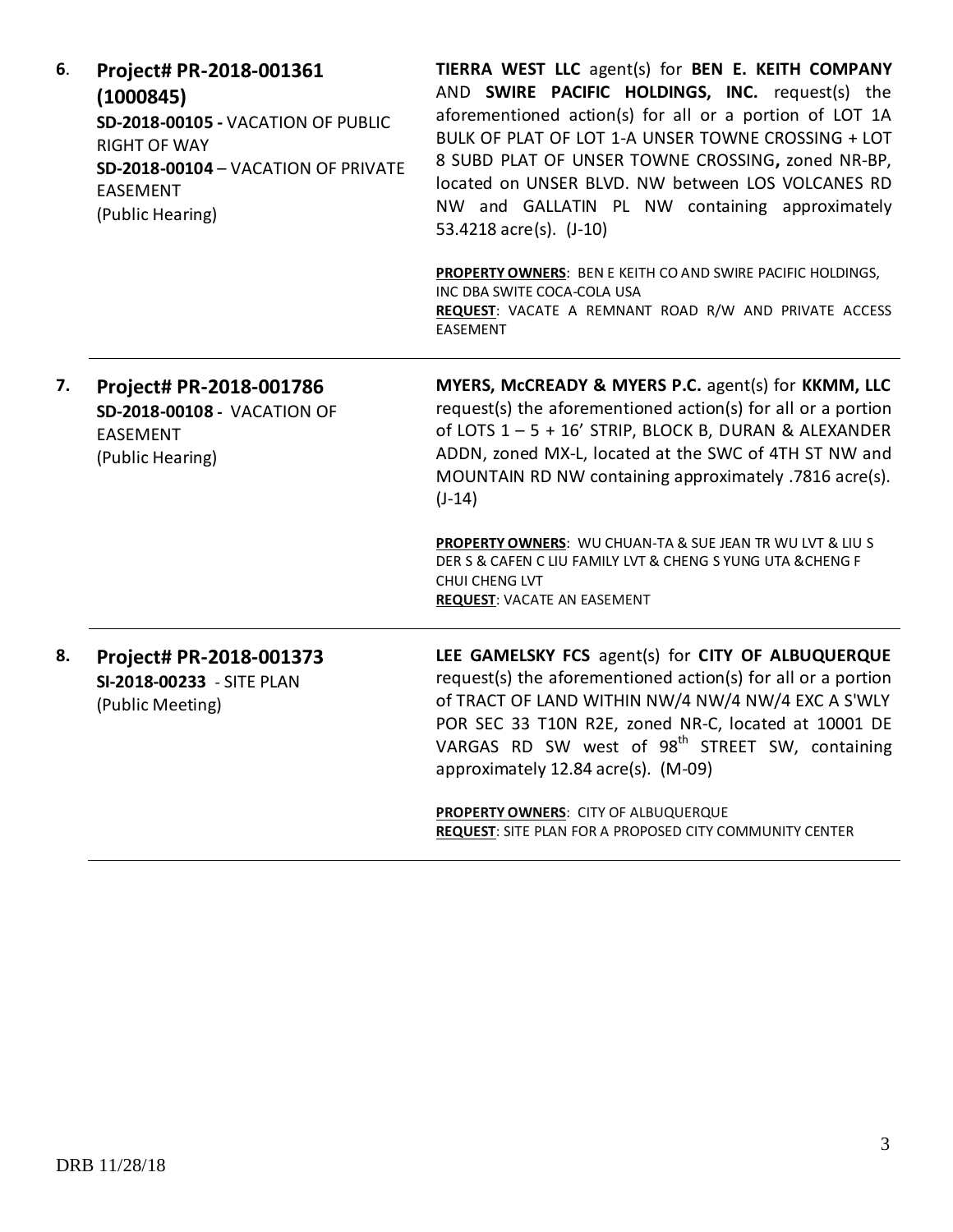| | | |
|---|---|---|
| 6. | **Project# PR-2018-001361 (1000845)**<br>**SD-2018-00105 -** VACATION OF PUBLIC RIGHT OF WAY<br>**SD-2018-00104** – VACATION OF PRIVATE EASEMENT<br>(Public Hearing) | **TIERRA WEST LLC** agent(s) for **BEN E. KEITH COMPANY** AND **SWIRE PACIFIC HOLDINGS, INC.** request(s) the aforementioned action(s) for all or a portion of LOT 1A BULK OF PLAT OF LOT 1-A UNSER TOWNE CROSSING + LOT 8 SUBD PLAT OF UNSER TOWNE CROSSING**,** zoned NR-BP, located on UNSER BLVD. NW between LOS VOLCANES RD NW and GALLATIN PL NW containing approximately 53.4218 acre(s). (J-10)<br><br>**PROPERTY OWNERS**: BEN E KEITH CO AND SWIRE PACIFIC HOLDINGS, INC DBA SWITE COCA-COLA USA<br>**REQUEST**: VACATE A REMNANT ROAD R/W AND PRIVATE ACCESS EASEMENT |
| 7. | **Project# PR-2018-001786**<br>**SD-2018-00108 -** VACATION OF EASEMENT<br>(Public Hearing) | **MYERS, McCREADY & MYERS P.C.** agent(s) for **KKMM, LLC** request(s) the aforementioned action(s) for all or a portion of LOTS 1 – 5 + 16' STRIP, BLOCK B, DURAN & ALEXANDER ADDN, zoned MX-L, located at the SWC of 4TH ST NW and MOUNTAIN RD NW containing approximately .7816 acre(s). (J-14)<br><br>**PROPERTY OWNERS**: WU CHUAN-TA & SUE JEAN TR WU LVT & LIU S DER S & CAFEN C LIU FAMILY LVT & CHENG S YUNG UTA &CHENG F CHUI CHENG LVT<br>**REQUEST**: VACATE AN EASEMENT |
| 8. | **Project# PR-2018-001373**<br>**SI-2018-00233** - SITE PLAN<br>(Public Meeting) | **LEE GAMELSKY FCS** agent(s) for **CITY OF ALBUQUERQUE** request(s) the aforementioned action(s) for all or a portion of TRACT OF LAND WITHIN NW/4 NW/4 NW/4 EXC A S'WLY POR SEC 33 T10N R2E, zoned NR-C, located at 10001 DE VARGAS RD SW west of 98th STREET SW, containing approximately 12.84 acre(s). (M-09)<br><br>**PROPERTY OWNERS**: CITY OF ALBUQUERQUE<br>**REQUEST**: SITE PLAN FOR A PROPOSED CITY COMMUNITY CENTER |

DRB 11/28/18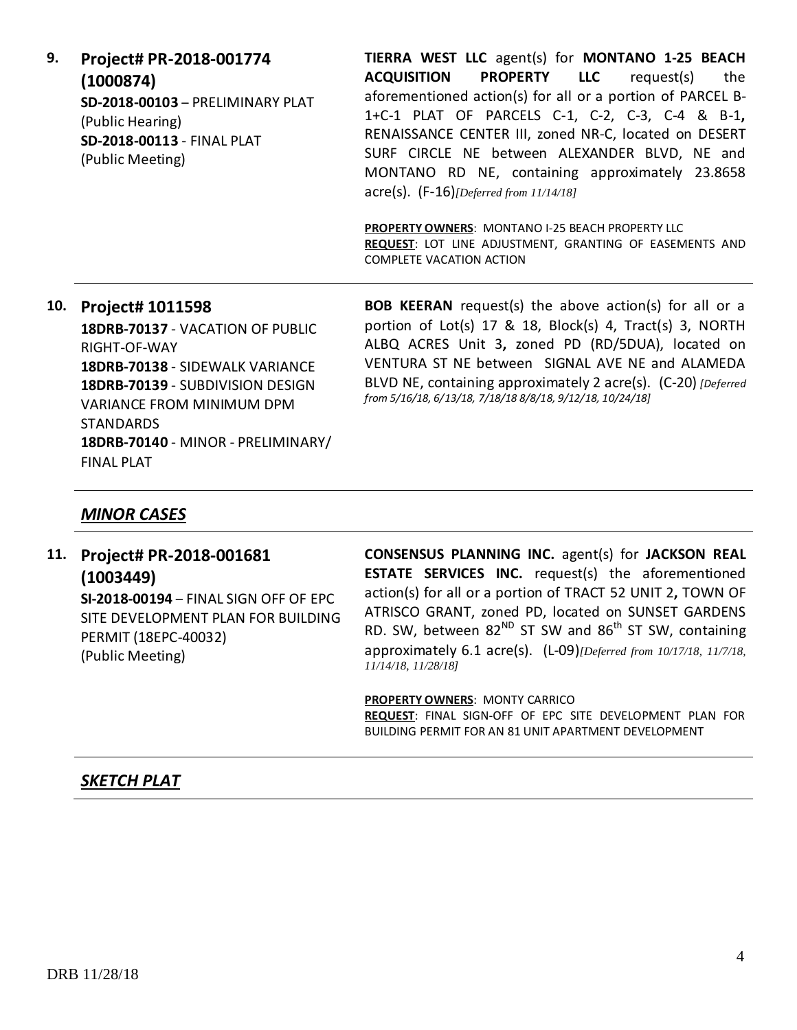**9. Project# PR-2018-001774 (1000874)**
**SD-2018-00103** – PRELIMINARY PLAT (Public Hearing)
**SD-2018-00113** - FINAL PLAT (Public Meeting)

**TIERRA WEST LLC** agent(s) for **MONTANO 1-25 BEACH ACQUISITION PROPERTY LLC** request(s) the aforementioned action(s) for all or a portion of PARCEL B-1+C-1 PLAT OF PARCELS C-1, C-2, C-3, C-4 & B-1**,** RENAISSANCE CENTER III, zoned NR-C, located on DESERT SURF CIRCLE NE between ALEXANDER BLVD, NE and MONTANO RD NE, containing approximately 23.8658 acre(s). (F-16)*[Deferred from 11/14/18]*

**PROPERTY OWNERS**: MONTANO I-25 BEACH PROPERTY LLC
**REQUEST**: LOT LINE ADJUSTMENT, GRANTING OF EASEMENTS AND COMPLETE VACATION ACTION

---

**10. Project# 1011598**
**18DRB-70137** - VACATION OF PUBLIC RIGHT-OF-WAY
**18DRB-70138** - SIDEWALK VARIANCE
**18DRB-70139** - SUBDIVISION DESIGN VARIANCE FROM MINIMUM DPM STANDARDS
**18DRB-70140** - MINOR - PRELIMINARY/ FINAL PLAT

**BOB KEERAN** request(s) the above action(s) for all or a portion of Lot(s) 17 & 18, Block(s) 4, Tract(s) 3, NORTH ALBQ ACRES Unit 3**,** zoned PD (RD/5DUA), located on VENTURA ST NE between SIGNAL AVE NE and ALAMEDA BLVD NE, containing approximately 2 acre(s). (C-20) *[Deferred from 5/16/18, 6/13/18, 7/18/18 8/8/18, 9/12/18, 10/24/18]*

---

## *MINOR CASES*

---

**11. Project# PR-2018-001681 (1003449)**
**SI-2018-00194** – FINAL SIGN OFF OF EPC SITE DEVELOPMENT PLAN FOR BUILDING PERMIT (18EPC-40032) (Public Meeting)

**CONSENSUS PLANNING INC.** agent(s) for **JACKSON REAL ESTATE SERVICES INC.** request(s) the aforementioned action(s) for all or a portion of TRACT 52 UNIT 2**,** TOWN OF ATRISCO GRANT, zoned PD, located on SUNSET GARDENS RD. SW, between 82ND ST SW and 86th ST SW, containing approximately 6.1 acre(s). (L-09)*[Deferred from 10/17/18, 11/7/18, 11/14/18, 11/28/18]*

**PROPERTY OWNERS**: MONTY CARRICO
**REQUEST**: FINAL SIGN-OFF OF EPC SITE DEVELOPMENT PLAN FOR BUILDING PERMIT FOR AN 81 UNIT APARTMENT DEVELOPMENT

---

## *SKETCH PLAT*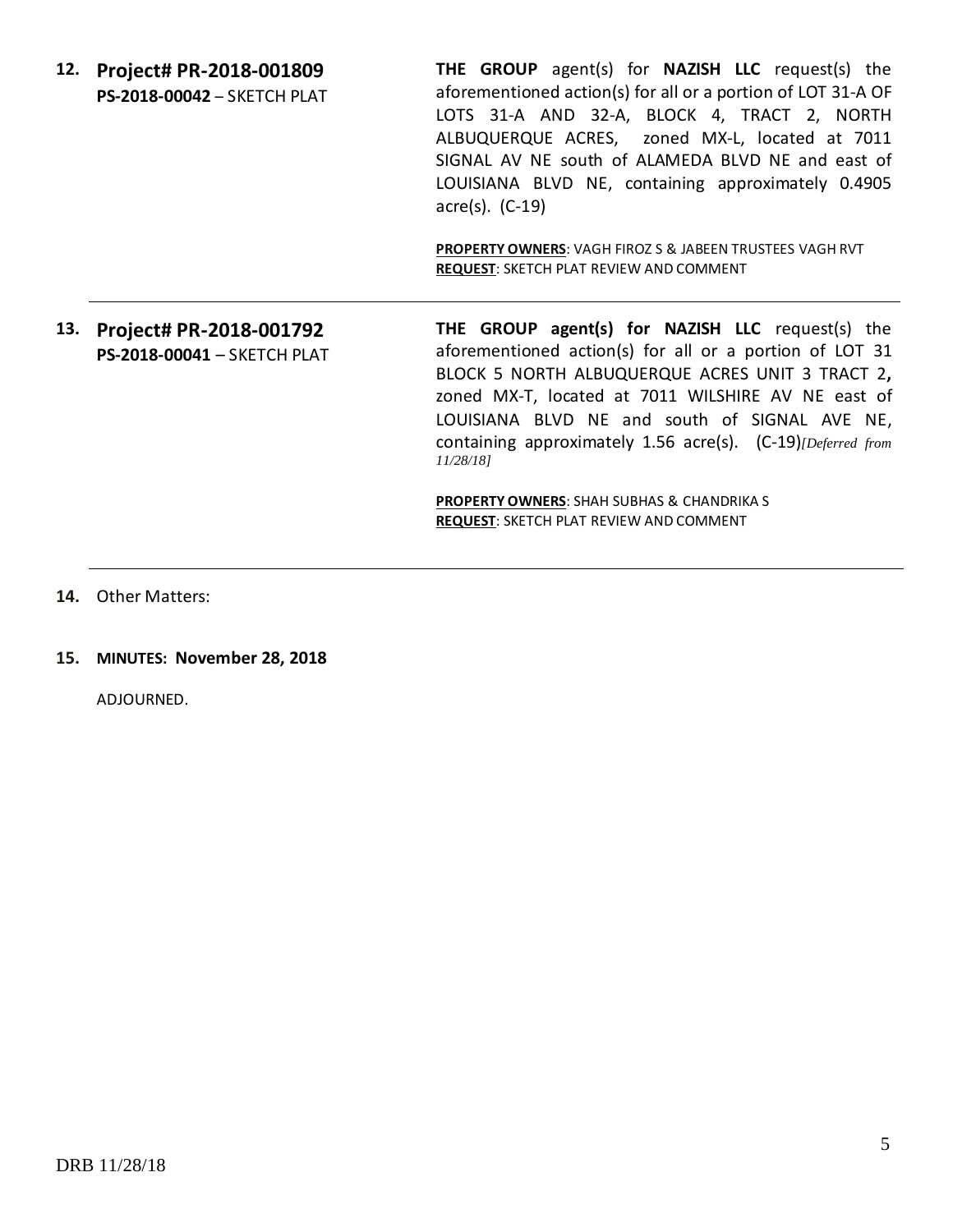**12. Project# PR-2018-001809**
**PS-2018-00042** – SKETCH PLAT

**THE GROUP** agent(s) for **NAZISH LLC** request(s) the aforementioned action(s) for all or a portion of LOT 31-A OF LOTS 31-A AND 32-A, BLOCK 4, TRACT 2, NORTH ALBUQUERQUE ACRES, zoned MX-L, located at 7011 SIGNAL AV NE south of ALAMEDA BLVD NE and east of LOUISIANA BLVD NE, containing approximately 0.4905 acre(s). (C-19)

**PROPERTY OWNERS**: VAGH FIROZ S & JABEEN TRUSTEES VAGH RVT
**REQUEST**: SKETCH PLAT REVIEW AND COMMENT

---

**13. Project# PR-2018-001792**
**PS-2018-00041** – SKETCH PLAT

**THE GROUP agent(s) for NAZISH LLC** request(s) the aforementioned action(s) for all or a portion of LOT 31 BLOCK 5 NORTH ALBUQUERQUE ACRES UNIT 3 TRACT 2**,** zoned MX-T, located at 7011 WILSHIRE AV NE east of LOUISIANA BLVD NE and south of SIGNAL AVE NE, containing approximately 1.56 acre(s). (C-19)*[Deferred from 11/28/18]*

**PROPERTY OWNERS**: SHAH SUBHAS & CHANDRIKA S
**REQUEST**: SKETCH PLAT REVIEW AND COMMENT

---

**14.** Other Matters:

**15. MINUTES: November 28, 2018**

ADJOURNED.